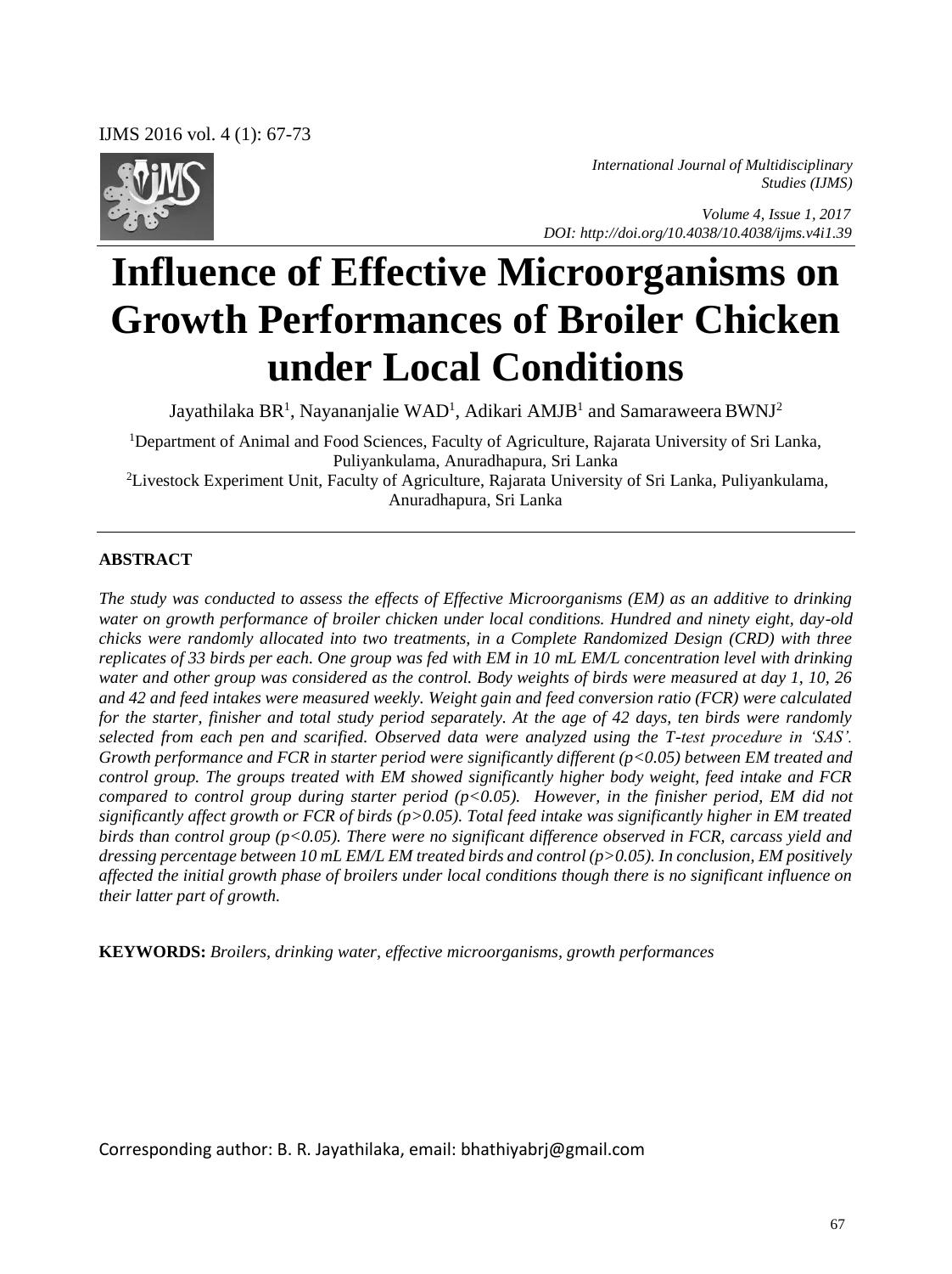*International Journal of Multidisciplinary Studies (IJMS)*

*Volume 4, Issue 1, 2017*
*DOI: http://doi.org/10.4038/10.4038/ijms.v4i1.39*

# Influence of Effective Microorganisms on Growth Performances of Broiler Chicken under Local Conditions

Jayathilaka BR[1], Nayananjalie WAD[1], Adikari AMJB[1] and Samaraweera BWNJ[2]

[1]Department of Animal and Food Sciences, Faculty of Agriculture, Rajarata University of Sri Lanka, Puliyankulama, Anuradhapura, Sri Lanka
[2]Livestock Experiment Unit, Faculty of Agriculture, Rajarata University of Sri Lanka, Puliyankulama, Anuradhapura, Sri Lanka

## ABSTRACT

*The study was conducted to assess the effects of Effective Microorganisms (EM) as an additive to drinking water on growth performance of broiler chicken under local conditions. Hundred and ninety eight, day-old chicks were randomly allocated into two treatments, in a Complete Randomized Design (CRD) with three replicates of 33 birds per each. One group was fed with EM in 10 mL EM/L concentration level with drinking water and other group was considered as the control. Body weights of birds were measured at day 1, 10, 26 and 42 and feed intakes were measured weekly. Weight gain and feed conversion ratio (FCR) were calculated for the starter, finisher and total study period separately. At the age of 42 days, ten birds were randomly selected from each pen and scarified. Observed data were analyzed using the T-test procedure in 'SAS'. Growth performance and FCR in starter period were significantly different ($p<0.05$) between EM treated and control group. The groups treated with EM showed significantly higher body weight, feed intake and FCR compared to control group during starter period ($p<0.05$). However, in the finisher period, EM did not significantly affect growth or FCR of birds ($p>0.05$). Total feed intake was significantly higher in EM treated birds than control group ($p<0.05$). There were no significant difference observed in FCR, carcass yield and dressing percentage between 10 mL EM/L EM treated birds and control ($p>0.05$). In conclusion, EM positively affected the initial growth phase of broilers under local conditions though there is no significant influence on their latter part of growth.*

**KEYWORDS:** *Broilers, drinking water, effective microorganisms, growth performances*

Corresponding author: B. R. Jayathilaka, email: bhathiyabrj@gmail.com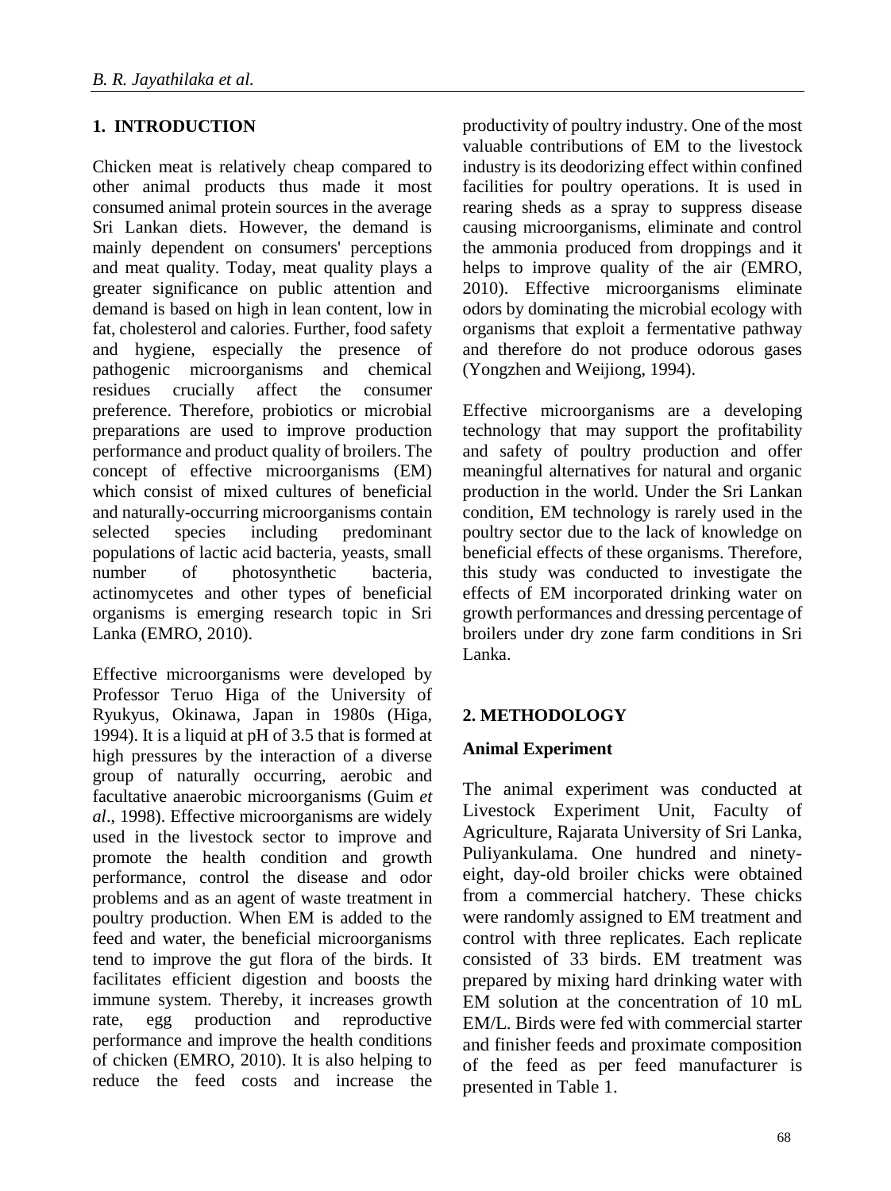## 1. INTRODUCTION

Chicken meat is relatively cheap compared to other animal products thus made it most consumed animal protein sources in the average Sri Lankan diets. However, the demand is mainly dependent on consumers' perceptions and meat quality. Today, meat quality plays a greater significance on public attention and demand is based on high in lean content, low in fat, cholesterol and calories. Further, food safety and hygiene, especially the presence of pathogenic microorganisms and chemical residues crucially affect the consumer preference. Therefore, probiotics or microbial preparations are used to improve production performance and product quality of broilers. The concept of effective microorganisms (EM) which consist of mixed cultures of beneficial and naturally-occurring microorganisms contain selected species including predominant populations of lactic acid bacteria, yeasts, small number of photosynthetic bacteria, actinomycetes and other types of beneficial organisms is emerging research topic in Sri Lanka (EMRO, 2010).

Effective microorganisms were developed by Professor Teruo Higa of the University of Ryukyus, Okinawa, Japan in 1980s (Higa, 1994). It is a liquid at pH of 3.5 that is formed at high pressures by the interaction of a diverse group of naturally occurring, aerobic and facultative anaerobic microorganisms (Guim *et al*., 1998). Effective microorganisms are widely used in the livestock sector to improve and promote the health condition and growth performance, control the disease and odor problems and as an agent of waste treatment in poultry production. When EM is added to the feed and water, the beneficial microorganisms tend to improve the gut flora of the birds. It facilitates efficient digestion and boosts the immune system. Thereby, it increases growth rate, egg production and reproductive performance and improve the health conditions of chicken (EMRO, 2010). It is also helping to reduce the feed costs and increase the productivity of poultry industry. One of the most valuable contributions of EM to the livestock industry is its deodorizing effect within confined facilities for poultry operations. It is used in rearing sheds as a spray to suppress disease causing microorganisms, eliminate and control the ammonia produced from droppings and it helps to improve quality of the air (EMRO, 2010). Effective microorganisms eliminate odors by dominating the microbial ecology with organisms that exploit a fermentative pathway and therefore do not produce odorous gases (Yongzhen and Weijiong, 1994).

Effective microorganisms are a developing technology that may support the profitability and safety of poultry production and offer meaningful alternatives for natural and organic production in the world. Under the Sri Lankan condition, EM technology is rarely used in the poultry sector due to the lack of knowledge on beneficial effects of these organisms. Therefore, this study was conducted to investigate the effects of EM incorporated drinking water on growth performances and dressing percentage of broilers under dry zone farm conditions in Sri Lanka.

## 2. METHODOLOGY

### Animal Experiment

The animal experiment was conducted at Livestock Experiment Unit, Faculty of Agriculture, Rajarata University of Sri Lanka, Puliyankulama. One hundred and ninety-eight, day-old broiler chicks were obtained from a commercial hatchery. These chicks were randomly assigned to EM treatment and control with three replicates. Each replicate consisted of 33 birds. EM treatment was prepared by mixing hard drinking water with EM solution at the concentration of 10 mL EM/L. Birds were fed with commercial starter and finisher feeds and proximate composition of the feed as per feed manufacturer is presented in Table 1.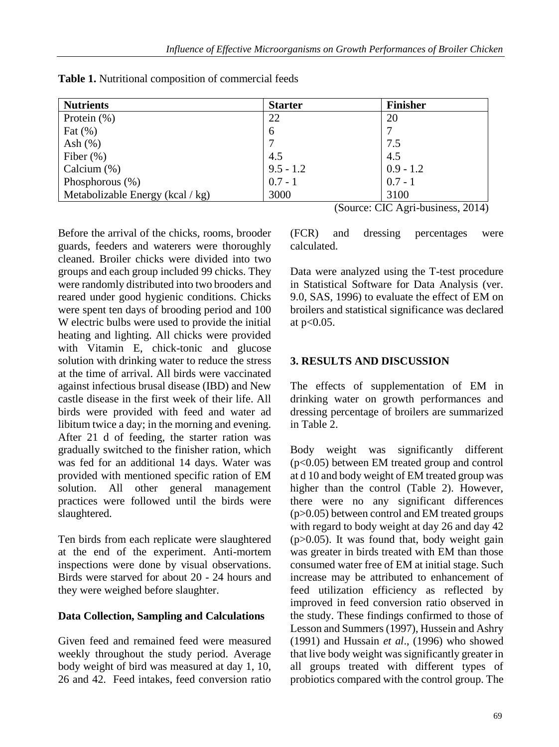**Table 1.** Nutritional composition of commercial feeds

| Nutrients | Starter | Finisher |
|---|---|---|
| Protein (%) | 22 | 20 |
| Fat (%) | 6 | 7 |
| Ash (%) | 7 | 7.5 |
| Fiber (%) | 4.5 | 4.5 |
| Calcium (%) | 9.5 - 1.2 | 0.9 - 1.2 |
| Phosphorous (%) | 0.7 - 1 | 0.7 - 1 |
| Metabolizable Energy (kcal / kg) | 3000 | 3100 |

(Source: CIC Agri-business, 2014)

Before the arrival of the chicks, rooms, brooder guards, feeders and waterers were thoroughly cleaned. Broiler chicks were divided into two groups and each group included 99 chicks. They were randomly distributed into two brooders and reared under good hygienic conditions. Chicks were spent ten days of brooding period and 100 W electric bulbs were used to provide the initial heating and lighting. All chicks were provided with Vitamin E, chick-tonic and glucose solution with drinking water to reduce the stress at the time of arrival. All birds were vaccinated against infectious brusal disease (IBD) and New castle disease in the first week of their life. All birds were provided with feed and water ad libitum twice a day; in the morning and evening. After 21 d of feeding, the starter ration was gradually switched to the finisher ration, which was fed for an additional 14 days. Water was provided with mentioned specific ration of EM solution. All other general management practices were followed until the birds were slaughtered.

Ten birds from each replicate were slaughtered at the end of the experiment. Anti-mortem inspections were done by visual observations. Birds were starved for about 20 - 24 hours and they were weighed before slaughter.

### Data Collection, Sampling and Calculations

Given feed and remained feed were measured weekly throughout the study period. Average body weight of bird was measured at day 1, 10, 26 and 42. Feed intakes, feed conversion ratio (FCR) and dressing percentages were calculated.

Data were analyzed using the T-test procedure in Statistical Software for Data Analysis (ver. 9.0, SAS, 1996) to evaluate the effect of EM on broilers and statistical significance was declared at $p<0.05$.

## 3. RESULTS AND DISCUSSION

The effects of supplementation of EM in drinking water on growth performances and dressing percentage of broilers are summarized in Table 2.

Body weight was significantly different ($p<0.05$) between EM treated group and control at d 10 and body weight of EM treated group was higher than the control (Table 2). However, there were no any significant differences ($p>0.05$) between control and EM treated groups with regard to body weight at day 26 and day 42 ($p>0.05$). It was found that, body weight gain was greater in birds treated with EM than those consumed water free of EM at initial stage. Such increase may be attributed to enhancement of feed utilization efficiency as reflected by improved in feed conversion ratio observed in the study. These findings confirmed to those of Lesson and Summers (1997), Hussein and Ashry (1991) and Hussain *et al*., (1996) who showed that live body weight was significantly greater in all groups treated with different types of probiotics compared with the control group. The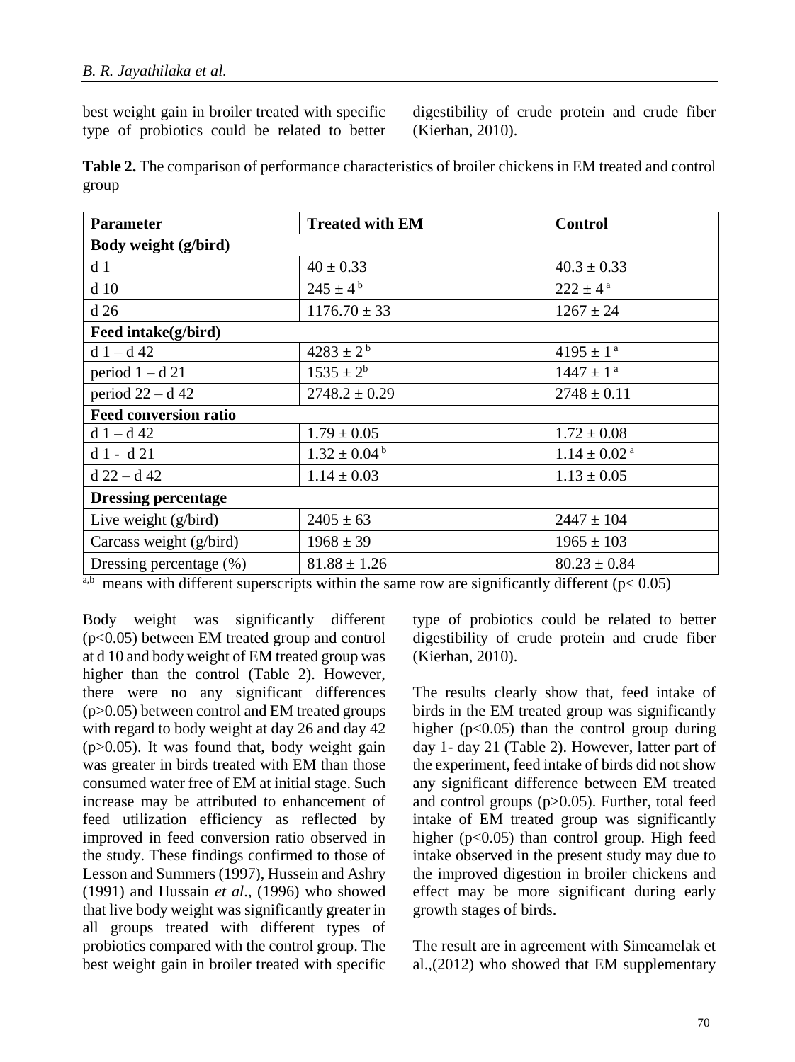best weight gain in broiler treated with specific type of probiotics could be related to better digestibility of crude protein and crude fiber (Kierhan, 2010).

**Table 2.** The comparison of performance characteristics of broiler chickens in EM treated and control group

| **Parameter** | **Treated with EM** | **Control** |
|---|---|---|
| **Body weight (g/bird)** | | |
| d 1 | $40 \pm 0.33$ | $40.3 \pm 0.33$ |
| d 10 | $245 \pm 4^{b}$ | $222 \pm 4^{a}$ |
| d 26 | $1176.70 \pm 33$ | $1267 \pm 24$ |
| **Feed intake(g/bird)** | | |
| d 1 – d 42 | $4283 \pm 2^{b}$ | $4195 \pm 1^{a}$ |
| period 1 – d 21 | $1535 \pm 2^{b}$ | $1447 \pm 1^{a}$ |
| period 22 – d 42 | $2748.2 \pm 0.29$ | $2748 \pm 0.11$ |
| **Feed conversion ratio** | | |
| d 1 – d 42 | $1.79 \pm 0.05$ | $1.72 \pm 0.08$ |
| d 1 - d 21 | $1.32 \pm 0.04^{b}$ | $1.14 \pm 0.02^{a}$ |
| d 22 – d 42 | $1.14 \pm 0.03$ | $1.13 \pm 0.05$ |
| **Dressing percentage** | | |
| Live weight (g/bird) | $2405 \pm 63$ | $2447 \pm 104$ |
| Carcass weight (g/bird) | $1968 \pm 39$ | $1965 \pm 103$ |
| Dressing percentage (%) | $81.88 \pm 1.26$ | $80.23 \pm 0.84$ |

[a,b] means with different superscripts within the same row are significantly different ($p< 0.05$)

Body weight was significantly different ($p<0.05$) between EM treated group and control at d 10 and body weight of EM treated group was higher than the control (Table 2). However, there were no any significant differences ($p>0.05$) between control and EM treated groups with regard to body weight at day 26 and day 42 ($p>0.05$). It was found that, body weight gain was greater in birds treated with EM than those consumed water free of EM at initial stage. Such increase may be attributed to enhancement of feed utilization efficiency as reflected by improved in feed conversion ratio observed in the study. These findings confirmed to those of Lesson and Summers (1997), Hussein and Ashry (1991) and Hussain *et al*., (1996) who showed that live body weight was significantly greater in all groups treated with different types of probiotics compared with the control group. The best weight gain in broiler treated with specific type of probiotics could be related to better digestibility of crude protein and crude fiber (Kierhan, 2010).

The results clearly show that, feed intake of birds in the EM treated group was significantly higher ($p<0.05$) than the control group during day 1- day 21 (Table 2). However, latter part of the experiment, feed intake of birds did not show any significant difference between EM treated and control groups ($p>0.05$). Further, total feed intake of EM treated group was significantly higher ($p<0.05$) than control group. High feed intake observed in the present study may due to the improved digestion in broiler chickens and effect may be more significant during early growth stages of birds.

The result are in agreement with Simeamelak et al.,(2012) who showed that EM supplementary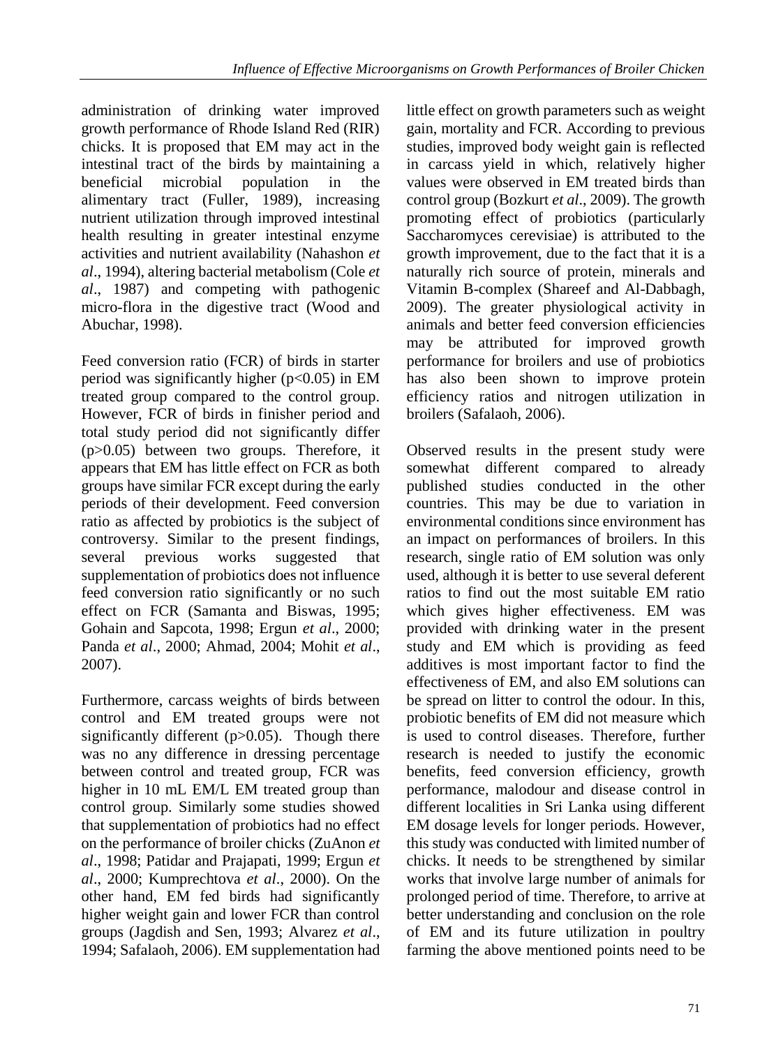administration of drinking water improved growth performance of Rhode Island Red (RIR) chicks. It is proposed that EM may act in the intestinal tract of the birds by maintaining a beneficial microbial population in the alimentary tract (Fuller, 1989), increasing nutrient utilization through improved intestinal health resulting in greater intestinal enzyme activities and nutrient availability (Nahashon *et al*., 1994), altering bacterial metabolism (Cole *et al*., 1987) and competing with pathogenic micro-flora in the digestive tract (Wood and Abuchar, 1998).

Feed conversion ratio (FCR) of birds in starter period was significantly higher ($p<0.05$) in EM treated group compared to the control group. However, FCR of birds in finisher period and total study period did not significantly differ ($p>0.05$) between two groups. Therefore, it appears that EM has little effect on FCR as both groups have similar FCR except during the early periods of their development. Feed conversion ratio as affected by probiotics is the subject of controversy. Similar to the present findings, several previous works suggested that supplementation of probiotics does not influence feed conversion ratio significantly or no such effect on FCR (Samanta and Biswas, 1995; Gohain and Sapcota, 1998; Ergun *et al*., 2000; Panda *et al*., 2000; Ahmad, 2004; Mohit *et al*., 2007).

Furthermore, carcass weights of birds between control and EM treated groups were not significantly different ($p>0.05$). Though there was no any difference in dressing percentage between control and treated group, FCR was higher in 10 mL EM/L EM treated group than control group. Similarly some studies showed that supplementation of probiotics had no effect on the performance of broiler chicks (ZuAnon *et al*., 1998; Patidar and Prajapati, 1999; Ergun *et al*., 2000; Kumprechtova *et al*., 2000). On the other hand, EM fed birds had significantly higher weight gain and lower FCR than control groups (Jagdish and Sen, 1993; Alvarez *et al*., 1994; Safalaoh, 2006). EM supplementation had little effect on growth parameters such as weight gain, mortality and FCR. According to previous studies, improved body weight gain is reflected in carcass yield in which, relatively higher values were observed in EM treated birds than control group (Bozkurt *et al*., 2009). The growth promoting effect of probiotics (particularly Saccharomyces cerevisiae) is attributed to the growth improvement, due to the fact that it is a naturally rich source of protein, minerals and Vitamin B-complex (Shareef and Al-Dabbagh, 2009). The greater physiological activity in animals and better feed conversion efficiencies may be attributed for improved growth performance for broilers and use of probiotics has also been shown to improve protein efficiency ratios and nitrogen utilization in broilers (Safalaoh, 2006).

Observed results in the present study were somewhat different compared to already published studies conducted in the other countries. This may be due to variation in environmental conditions since environment has an impact on performances of broilers. In this research, single ratio of EM solution was only used, although it is better to use several deferent ratios to find out the most suitable EM ratio which gives higher effectiveness. EM was provided with drinking water in the present study and EM which is providing as feed additives is most important factor to find the effectiveness of EM, and also EM solutions can be spread on litter to control the odour. In this, probiotic benefits of EM did not measure which is used to control diseases. Therefore, further research is needed to justify the economic benefits, feed conversion efficiency, growth performance, malodour and disease control in different localities in Sri Lanka using different EM dosage levels for longer periods. However, this study was conducted with limited number of chicks. It needs to be strengthened by similar works that involve large number of animals for prolonged period of time. Therefore, to arrive at better understanding and conclusion on the role of EM and its future utilization in poultry farming the above mentioned points need to be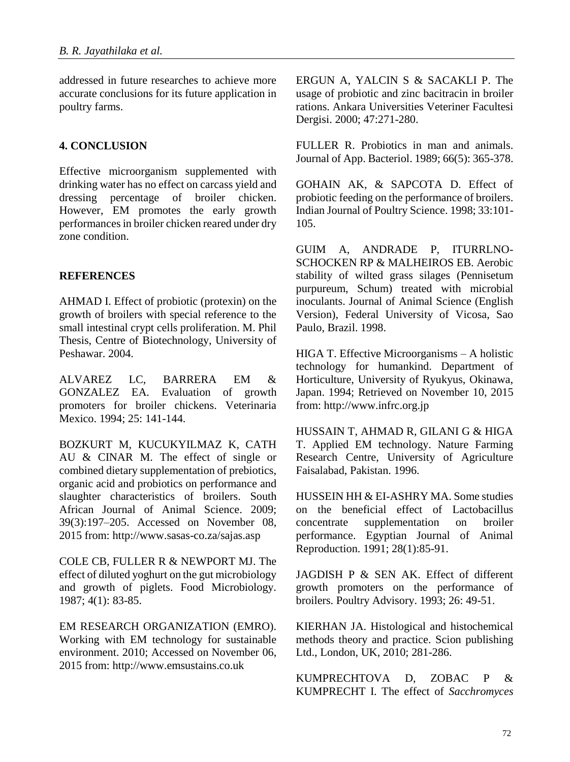addressed in future researches to achieve more accurate conclusions for its future application in poultry farms.

## 4. CONCLUSION

Effective microorganism supplemented with drinking water has no effect on carcass yield and dressing percentage of broiler chicken. However, EM promotes the early growth performances in broiler chicken reared under dry zone condition.

## REFERENCES

AHMAD I. Effect of probiotic (protexin) on the growth of broilers with special reference to the small intestinal crypt cells proliferation. M. Phil Thesis, Centre of Biotechnology, University of Peshawar. 2004.

ALVAREZ LC, BARRERA EM & GONZALEZ EA. Evaluation of growth promoters for broiler chickens. Veterinaria Mexico. 1994; 25: 141-144.

BOZKURT M, KUCUKYILMAZ K, CATH AU & CINAR M. The effect of single or combined dietary supplementation of prebiotics, organic acid and probiotics on performance and slaughter characteristics of broilers. South African Journal of Animal Science. 2009; 39(3):197–205. Accessed on November 08, 2015 from: http://www.sasas-co.za/sajas.asp

COLE CB, FULLER R & NEWPORT MJ. The effect of diluted yoghurt on the gut microbiology and growth of piglets. Food Microbiology. 1987; 4(1): 83-85.

EM RESEARCH ORGANIZATION (EMRO). Working with EM technology for sustainable environment. 2010; Accessed on November 06, 2015 from: http://www.emsustains.co.uk

ERGUN A, YALCIN S & SACAKLI P. The usage of probiotic and zinc bacitracin in broiler rations. Ankara Universities Veteriner Facultesi Dergisi. 2000; 47:271-280.

FULLER R. Probiotics in man and animals. Journal of App. Bacteriol. 1989; 66(5): 365-378.

GOHAIN AK, & SAPCOTA D. Effect of probiotic feeding on the performance of broilers. Indian Journal of Poultry Science. 1998; 33:101-105.

GUIM A, ANDRADE P, ITURRLNO-SCHOCKEN RP & MALHEIROS EB. Aerobic stability of wilted grass silages (Pennisetum purpureum, Schum) treated with microbial inoculants. Journal of Animal Science (English Version), Federal University of Vicosa, Sao Paulo, Brazil. 1998.

HIGA T. Effective Microorganisms – A holistic technology for humankind. Department of Horticulture, University of Ryukyus, Okinawa, Japan. 1994; Retrieved on November 10, 2015 from: http://www.infrc.org.jp

HUSSAIN T, AHMAD R, GILANI G & HIGA T. Applied EM technology. Nature Farming Research Centre, University of Agriculture Faisalabad, Pakistan. 1996.

HUSSEIN HH & EI-ASHRY MA. Some studies on the beneficial effect of Lactobacillus concentrate supplementation on broiler performance. Egyptian Journal of Animal Reproduction. 1991; 28(1):85-91.

JAGDISH P & SEN AK. Effect of different growth promoters on the performance of broilers. Poultry Advisory. 1993; 26: 49-51.

KIERHAN JA. Histological and histochemical methods theory and practice. Scion publishing Ltd., London, UK, 2010; 281-286.

KUMPRECHTOVA D, ZOBAC P & KUMPRECHT I. The effect of *Sacchromyces*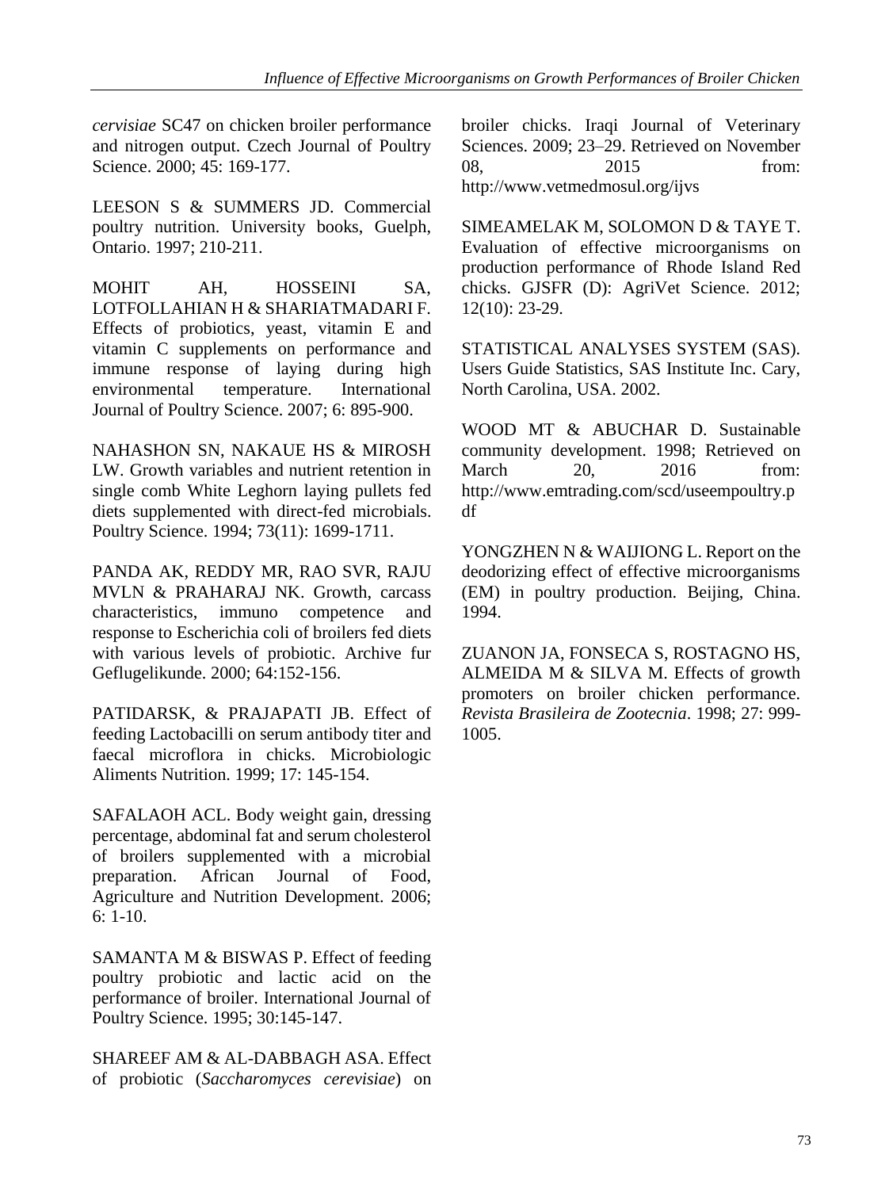*cervisiae* SC47 on chicken broiler performance and nitrogen output. Czech Journal of Poultry Science. 2000; 45: 169-177.

LEESON S & SUMMERS JD. Commercial poultry nutrition. University books, Guelph, Ontario. 1997; 210-211.

MOHIT AH, HOSSEINI SA, LOTFOLLAHIAN H & SHARIATMADARI F. Effects of probiotics, yeast, vitamin E and vitamin C supplements on performance and immune response of laying during high environmental temperature. International Journal of Poultry Science. 2007; 6: 895-900.

NAHASHON SN, NAKAUE HS & MIROSH LW. Growth variables and nutrient retention in single comb White Leghorn laying pullets fed diets supplemented with direct-fed microbials. Poultry Science. 1994; 73(11): 1699-1711.

PANDA AK, REDDY MR, RAO SVR, RAJU MVLN & PRAHARAJ NK. Growth, carcass characteristics, immuno competence and response to Escherichia coli of broilers fed diets with various levels of probiotic. Archive fur Geflugelikunde. 2000; 64:152-156.

PATIDARSK, & PRAJAPATI JB. Effect of feeding Lactobacilli on serum antibody titer and faecal microflora in chicks. Microbiologic Aliments Nutrition. 1999; 17: 145-154.

SAFALAOH ACL. Body weight gain, dressing percentage, abdominal fat and serum cholesterol of broilers supplemented with a microbial preparation. African Journal of Food, Agriculture and Nutrition Development. 2006; 6: 1-10.

SAMANTA M & BISWAS P. Effect of feeding poultry probiotic and lactic acid on the performance of broiler. International Journal of Poultry Science. 1995; 30:145-147.

SHAREEF AM & AL-DABBAGH ASA. Effect of probiotic (*Saccharomyces cerevisiae*) on broiler chicks. Iraqi Journal of Veterinary Sciences. 2009; 23–29. Retrieved on November 08, 2015 from: http://www.vetmedmosul.org/ijvs

SIMEAMELAK M, SOLOMON D & TAYE T. Evaluation of effective microorganisms on production performance of Rhode Island Red chicks. GJSFR (D): AgriVet Science. 2012; 12(10): 23-29.

STATISTICAL ANALYSES SYSTEM (SAS). Users Guide Statistics, SAS Institute Inc. Cary, North Carolina, USA. 2002.

WOOD MT & ABUCHAR D. Sustainable community development. 1998; Retrieved on March 20, 2016 from: http://www.emtrading.com/scd/useempoultry.pdf

YONGZHEN N & WAIJIONG L. Report on the deodorizing effect of effective microorganisms (EM) in poultry production. Beijing, China. 1994.

ZUANON JA, FONSECA S, ROSTAGNO HS, ALMEIDA M & SILVA M. Effects of growth promoters on broiler chicken performance. *Revista Brasileira de Zootecnia*. 1998; 27: 999-1005.